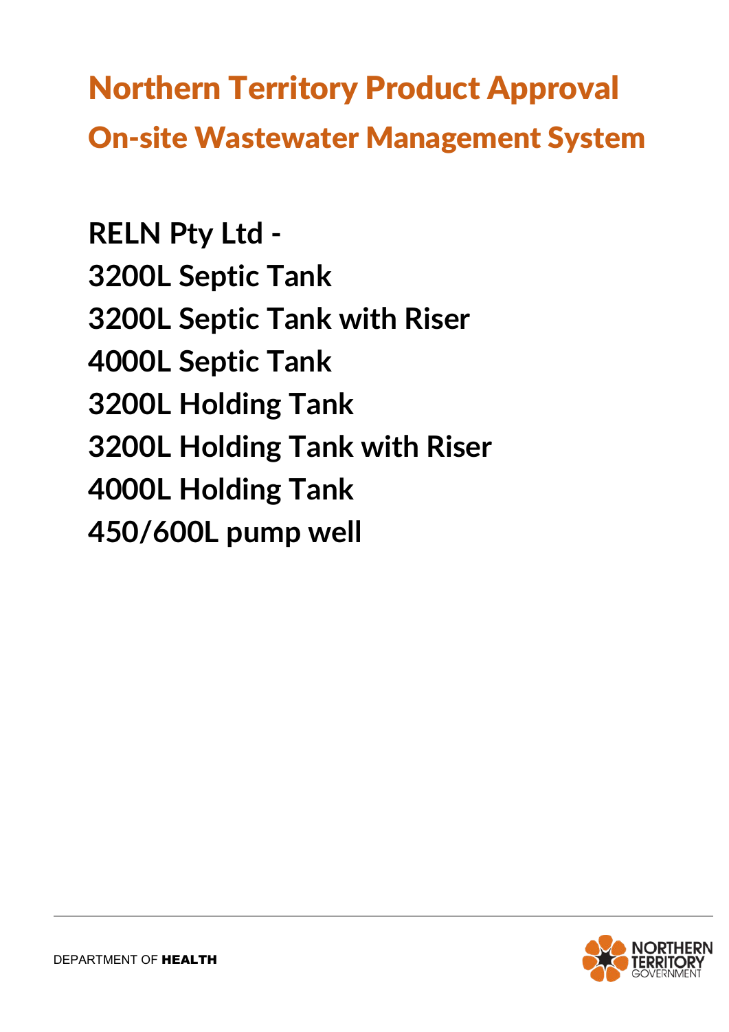# Northern Territory Product Approval

## On-site Wastewater Management System

**RELN Pty Ltd -**
**3200L Septic Tank**
**3200L Septic Tank with Riser**
**4000L Septic Tank**
**3200L Holding Tank**
**3200L Holding Tank with Riser**
**4000L Holding Tank**
**450/600L pump well**

DEPARTMENT OF **HEALTH**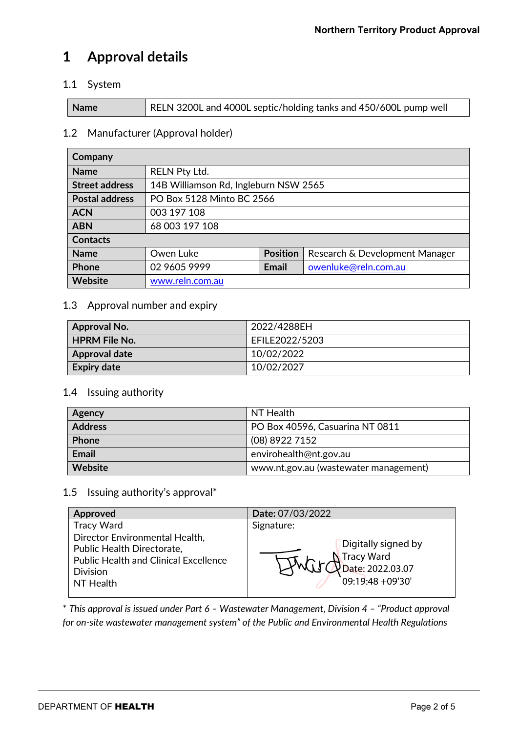# 1 Approval details

## 1.1 System

| Name | RELN 3200L and 4000L septic/holding tanks and 450/600L pump well |
|---|---|

## 1.2 Manufacturer (Approval holder)

| Company | | | |
|---|---|---|---|
| **Name** | RELN Pty Ltd. | | |
| **Street address** | 14B Williamson Rd, Ingleburn NSW 2565 | | |
| **Postal address** | PO Box 5128 Minto BC 2566 | | |
| **ACN** | 003 197 108 | | |
| **ABN** | 68 003 197 108 | | |
| **Contacts** | | | |
| **Name** | Owen Luke | **Position** | Research & Development Manager |
| **Phone** | 02 9605 9999 | **Email** | owenluke@reln.com.au |
| **Website** | www.reln.com.au | | |

## 1.3 Approval number and expiry

| Approval No. | 2022/4288EH |
|---|---|
| **HPRM File No.** | EFILE2022/5203 |
| **Approval date** | 10/02/2022 |
| **Expiry date** | 10/02/2027 |

## 1.4 Issuing authority

| Agency | NT Health |
|---|---|
| **Address** | PO Box 40596, Casuarina NT 0811 |
| **Phone** | (08) 8922 7152 |
| **Email** | envirohealth@nt.gov.au |
| **Website** | www.nt.gov.au (wastewater management) |

## 1.5 Issuing authority's approval*

| Approved | Date: 07/03/2022 |
|---|---|
| Tracy Ward<br>Director Environmental Health,<br>Public Health Directorate,<br>Public Health and Clinical Excellence Division<br>NT Health | Signature:<br>Digitally signed by Tracy Ward<br>Date: 2022.03.07 09:19:48 +09'30' |

* *This approval is issued under Part 6 – Wastewater Management, Division 4 – "Product approval for on-site wastewater management system" of the Public and Environmental Health Regulations*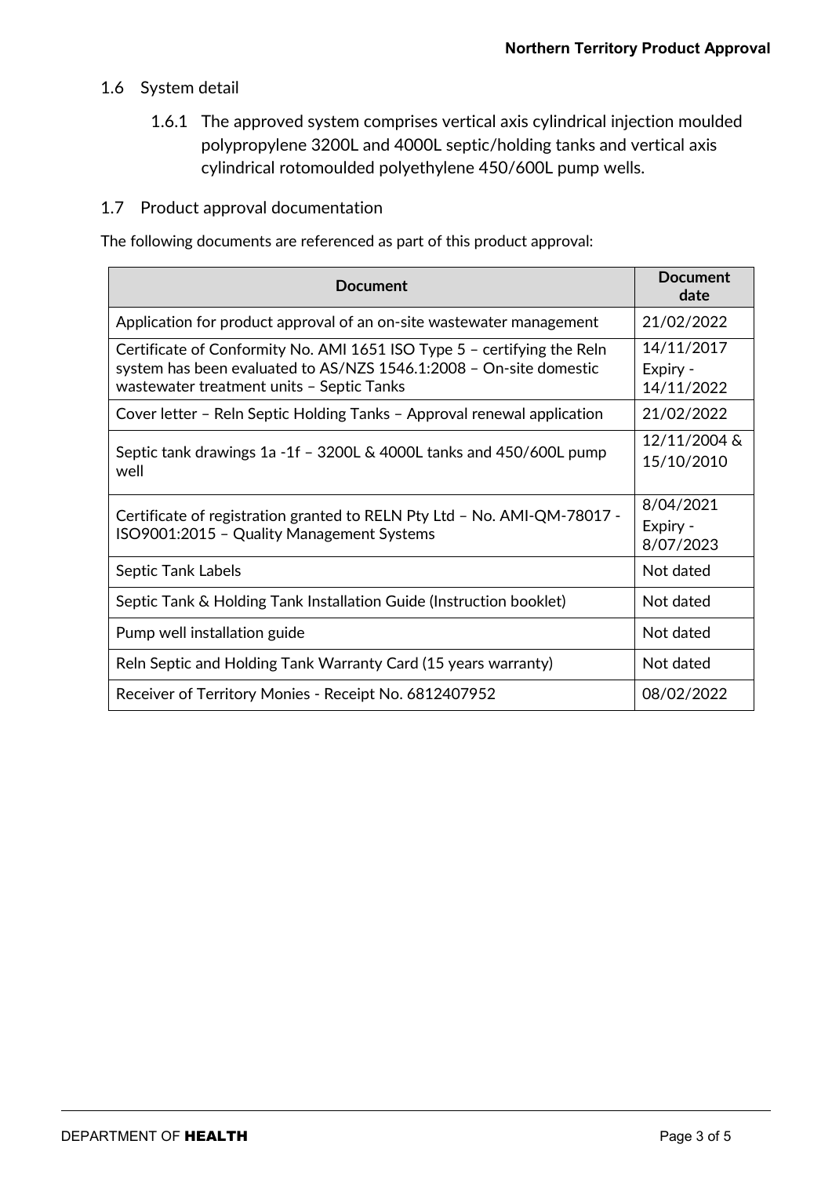## 1.6 System detail

1.6.1 The approved system comprises vertical axis cylindrical injection moulded polypropylene 3200L and 4000L septic/holding tanks and vertical axis cylindrical rotomoulded polyethylene 450/600L pump wells.

## 1.7 Product approval documentation

The following documents are referenced as part of this product approval:

| Document | Document date |
| --- | --- |
| Application for product approval of an on-site wastewater management | 21/02/2022 |
| Certificate of Conformity No. AMI 1651 ISO Type 5 – certifying the Reln system has been evaluated to AS/NZS 1546.1:2008 – On-site domestic wastewater treatment units – Septic Tanks | 14/11/2017 Expiry - 14/11/2022 |
| Cover letter – Reln Septic Holding Tanks – Approval renewal application | 21/02/2022 |
| Septic tank drawings 1a -1f – 3200L & 4000L tanks and 450/600L pump well | 12/11/2004 & 15/10/2010 |
| Certificate of registration granted to RELN Pty Ltd – No. AMI-QM-78017 - ISO9001:2015 – Quality Management Systems | 8/04/2021 Expiry - 8/07/2023 |
| Septic Tank Labels | Not dated |
| Septic Tank & Holding Tank Installation Guide (Instruction booklet) | Not dated |
| Pump well installation guide | Not dated |
| Reln Septic and Holding Tank Warranty Card (15 years warranty) | Not dated |
| Receiver of Territory Monies - Receipt No. 6812407952 | 08/02/2022 |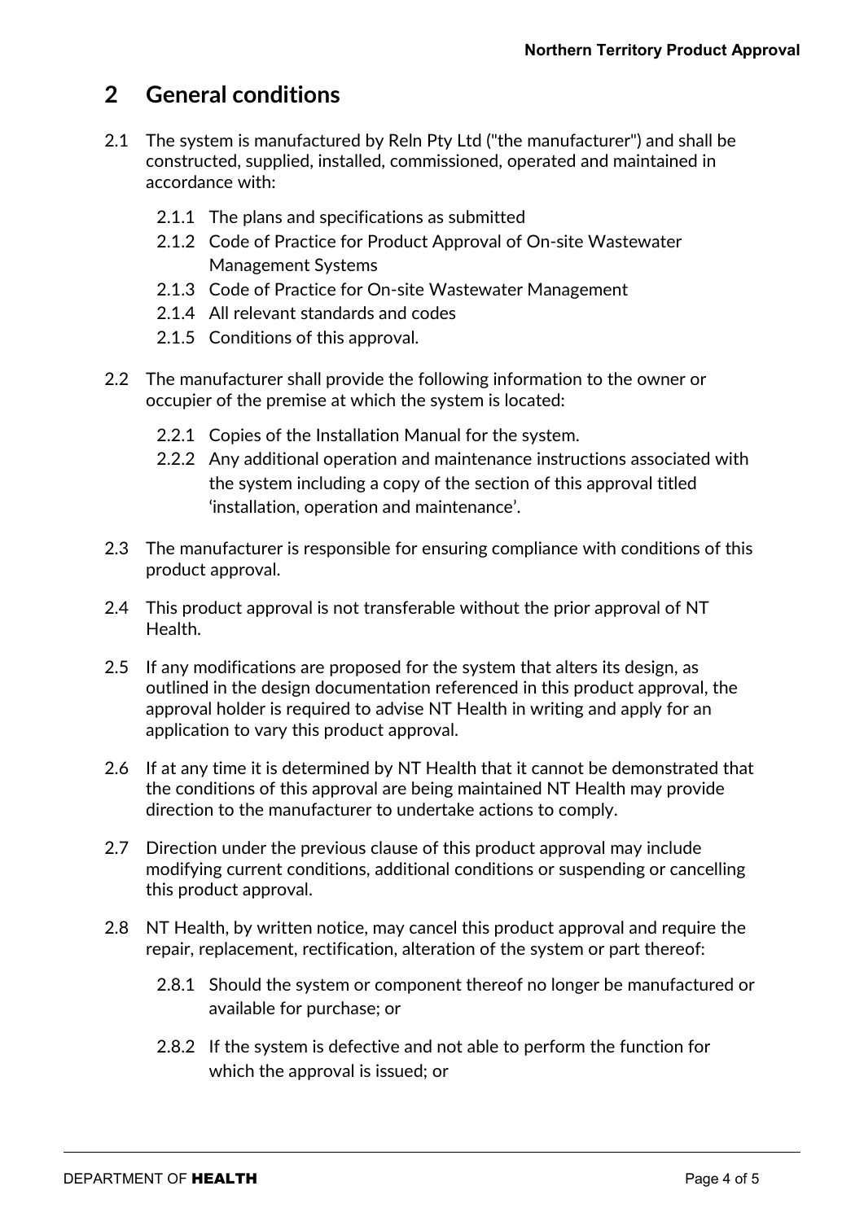## 2 General conditions

2.1 The system is manufactured by Reln Pty Ltd ("the manufacturer") and shall be constructed, supplied, installed, commissioned, operated and maintained in accordance with:

- 2.1.1 The plans and specifications as submitted
- 2.1.2 Code of Practice for Product Approval of On-site Wastewater Management Systems
- 2.1.3 Code of Practice for On-site Wastewater Management
- 2.1.4 All relevant standards and codes
- 2.1.5 Conditions of this approval.

2.2 The manufacturer shall provide the following information to the owner or occupier of the premise at which the system is located:

- 2.2.1 Copies of the Installation Manual for the system.
- 2.2.2 Any additional operation and maintenance instructions associated with the system including a copy of the section of this approval titled 'installation, operation and maintenance'.

2.3 The manufacturer is responsible for ensuring compliance with conditions of this product approval.

2.4 This product approval is not transferable without the prior approval of NT Health.

2.5 If any modifications are proposed for the system that alters its design, as outlined in the design documentation referenced in this product approval, the approval holder is required to advise NT Health in writing and apply for an application to vary this product approval.

2.6 If at any time it is determined by NT Health that it cannot be demonstrated that the conditions of this approval are being maintained NT Health may provide direction to the manufacturer to undertake actions to comply.

2.7 Direction under the previous clause of this product approval may include modifying current conditions, additional conditions or suspending or cancelling this product approval.

2.8 NT Health, by written notice, may cancel this product approval and require the repair, replacement, rectification, alteration of the system or part thereof:

- 2.8.1 Should the system or component thereof no longer be manufactured or available for purchase; or
- 2.8.2 If the system is defective and not able to perform the function for which the approval is issued; or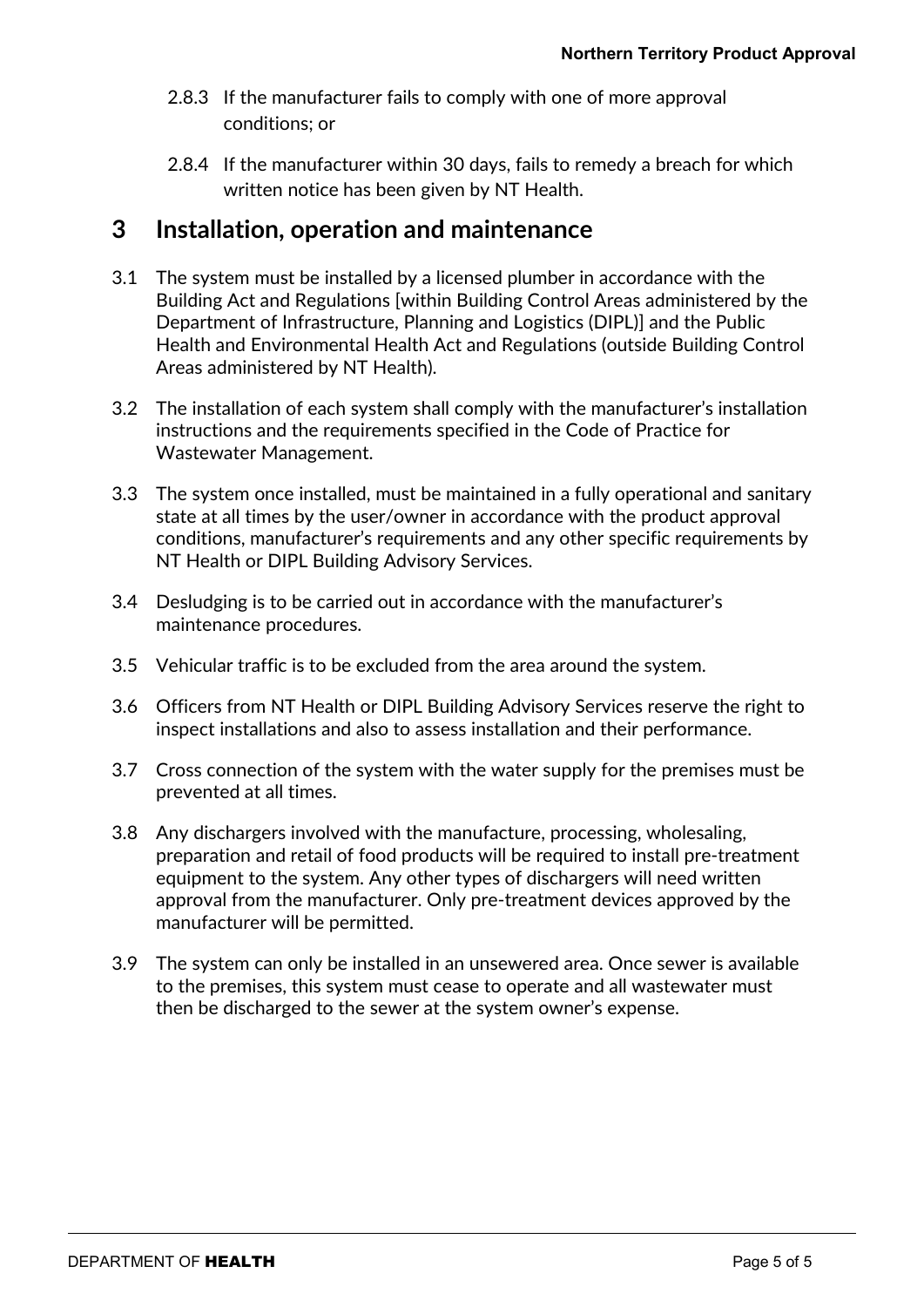2.8.3 If the manufacturer fails to comply with one of more approval conditions; or

2.8.4 If the manufacturer within 30 days, fails to remedy a breach for which written notice has been given by NT Health.

# 3 Installation, operation and maintenance

3.1 The system must be installed by a licensed plumber in accordance with the Building Act and Regulations [within Building Control Areas administered by the Department of Infrastructure, Planning and Logistics (DIPL)] and the Public Health and Environmental Health Act and Regulations (outside Building Control Areas administered by NT Health).

3.2 The installation of each system shall comply with the manufacturer's installation instructions and the requirements specified in the Code of Practice for Wastewater Management.

3.3 The system once installed, must be maintained in a fully operational and sanitary state at all times by the user/owner in accordance with the product approval conditions, manufacturer's requirements and any other specific requirements by NT Health or DIPL Building Advisory Services.

3.4 Desludging is to be carried out in accordance with the manufacturer's maintenance procedures.

3.5 Vehicular traffic is to be excluded from the area around the system.

3.6 Officers from NT Health or DIPL Building Advisory Services reserve the right to inspect installations and also to assess installation and their performance.

3.7 Cross connection of the system with the water supply for the premises must be prevented at all times.

3.8 Any dischargers involved with the manufacture, processing, wholesaling, preparation and retail of food products will be required to install pre-treatment equipment to the system. Any other types of dischargers will need written approval from the manufacturer. Only pre-treatment devices approved by the manufacturer will be permitted.

3.9 The system can only be installed in an unsewered area. Once sewer is available to the premises, this system must cease to operate and all wastewater must then be discharged to the sewer at the system owner's expense.